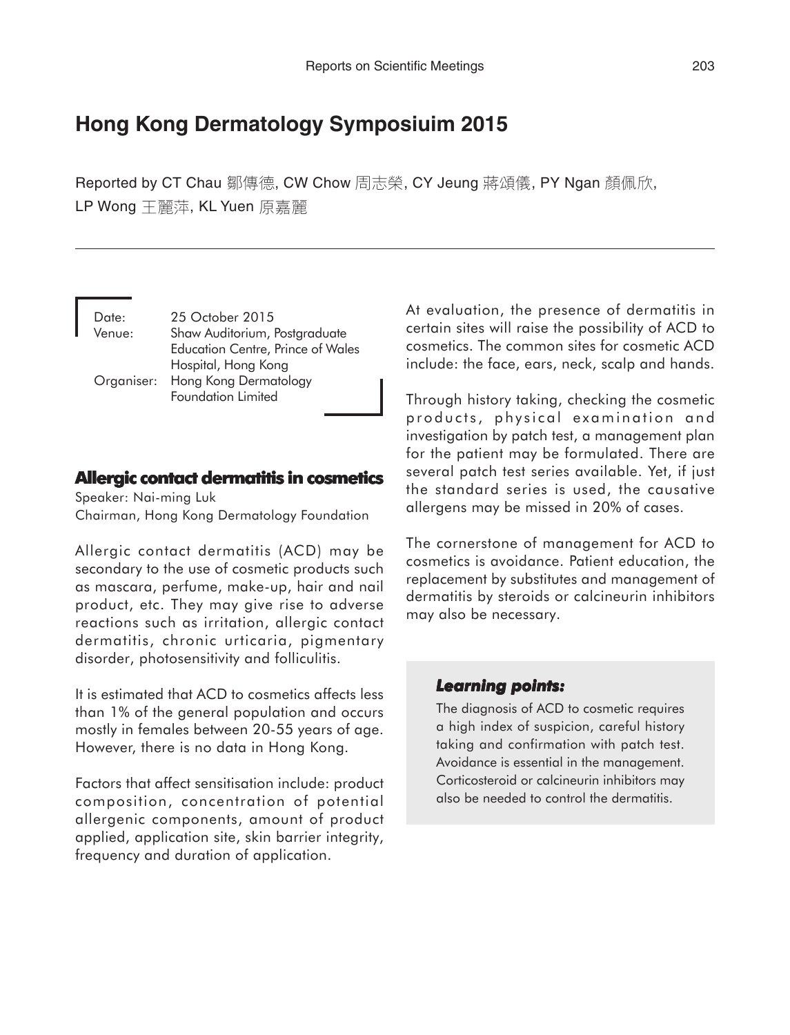# Hong Kong Dermatology Symposiuim 2015

Reported by CT Chau 鄒傳德, CW Chow 周志榮, CY Jeung 蔣頌儀, PY Ngan 顏佩欣, LP Wong 王麗萍, KL Yuen 原嘉麗

Date: 25 October 2015
Venue: Shaw Auditorium, Postgraduate Education Centre, Prince of Wales Hospital, Hong Kong
Organiser: Hong Kong Dermatology Foundation Limited

## Allergic contact dermatitis in cosmetics

Speaker: Nai-ming Luk
Chairman, Hong Kong Dermatology Foundation

Allergic contact dermatitis (ACD) may be secondary to the use of cosmetic products such as mascara, perfume, make-up, hair and nail product, etc. They may give rise to adverse reactions such as irritation, allergic contact dermatitis, chronic urticaria, pigmentary disorder, photosensitivity and folliculitis.

It is estimated that ACD to cosmetics affects less than 1% of the general population and occurs mostly in females between 20-55 years of age. However, there is no data in Hong Kong.

Factors that affect sensitisation include: product composition, concentration of potential allergenic components, amount of product applied, application site, skin barrier integrity, frequency and duration of application.

At evaluation, the presence of dermatitis in certain sites will raise the possibility of ACD to cosmetics. The common sites for cosmetic ACD include: the face, ears, neck, scalp and hands.

Through history taking, checking the cosmetic products, physical examination and investigation by patch test, a management plan for the patient may be formulated. There are several patch test series available. Yet, if just the standard series is used, the causative allergens may be missed in 20% of cases.

The cornerstone of management for ACD to cosmetics is avoidance. Patient education, the replacement by substitutes and management of dermatitis by steroids or calcineurin inhibitors may also be necessary.

### *Learning points:*

The diagnosis of ACD to cosmetic requires a high index of suspicion, careful history taking and confirmation with patch test. Avoidance is essential in the management. Corticosteroid or calcineurin inhibitors may also be needed to control the dermatitis.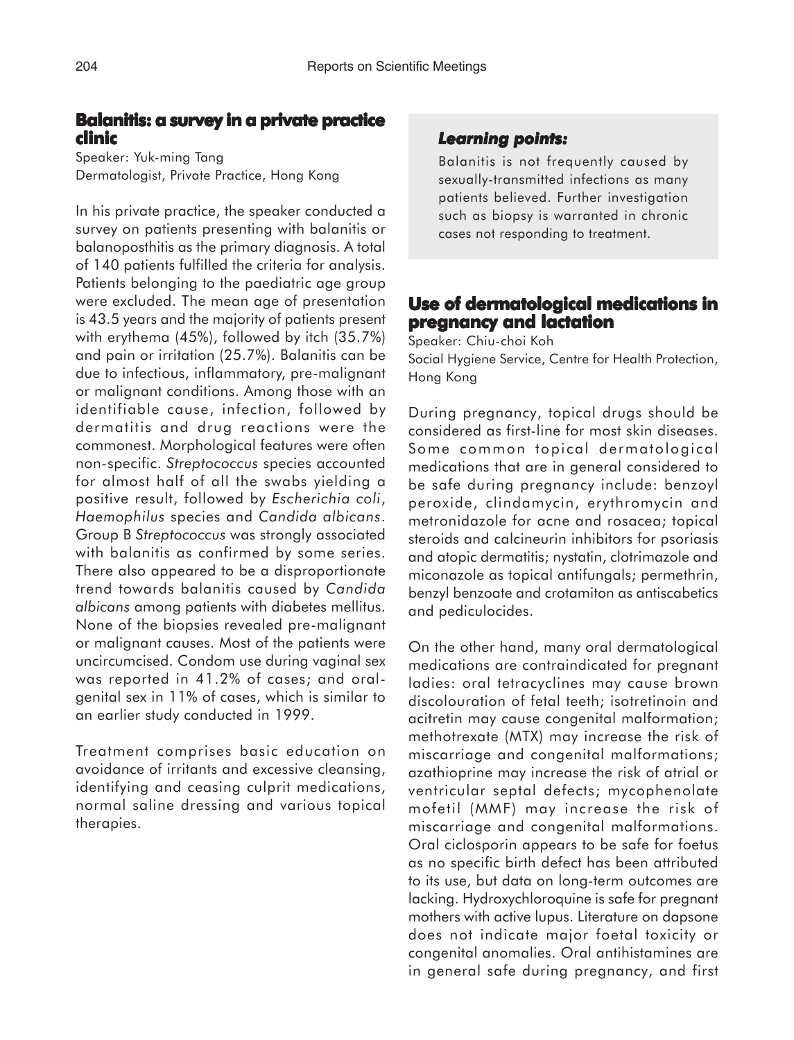## Balanitis: a survey in a private practice clinic

Speaker: Yuk-ming Tang
Dermatologist, Private Practice, Hong Kong

In his private practice, the speaker conducted a survey on patients presenting with balanitis or balanoposthitis as the primary diagnosis. A total of 140 patients fulfilled the criteria for analysis. Patients belonging to the paediatric age group were excluded. The mean age of presentation is 43.5 years and the majority of patients present with erythema (45%), followed by itch (35.7%) and pain or irritation (25.7%). Balanitis can be due to infectious, inflammatory, pre-malignant or malignant conditions. Among those with an identifiable cause, infection, followed by dermatitis and drug reactions were the commonest. Morphological features were often non-specific. *Streptococcus* species accounted for almost half of all the swabs yielding a positive result, followed by *Escherichia coli*, *Haemophilus* species and *Candida albicans*. Group B *Streptococcus* was strongly associated with balanitis as confirmed by some series. There also appeared to be a disproportionate trend towards balanitis caused by *Candida albicans* among patients with diabetes mellitus. None of the biopsies revealed pre-malignant or malignant causes. Most of the patients were uncircumcised. Condom use during vaginal sex was reported in 41.2% of cases; and oral-genital sex in 11% of cases, which is similar to an earlier study conducted in 1999.

Treatment comprises basic education on avoidance of irritants and excessive cleansing, identifying and ceasing culprit medications, normal saline dressing and various topical therapies.

> ***Learning points:***
>
> Balanitis is not frequently caused by sexually-transmitted infections as many patients believed. Further investigation such as biopsy is warranted in chronic cases not responding to treatment.

## Use of dermatological medications in pregnancy and lactation

Speaker: Chiu-choi Koh
Social Hygiene Service, Centre for Health Protection, Hong Kong

During pregnancy, topical drugs should be considered as first-line for most skin diseases. Some common topical dermatological medications that are in general considered to be safe during pregnancy include: benzoyl peroxide, clindamycin, erythromycin and metronidazole for acne and rosacea; topical steroids and calcineurin inhibitors for psoriasis and atopic dermatitis; nystatin, clotrimazole and miconazole as topical antifungals; permethrin, benzyl benzoate and crotamiton as antiscabetics and pediculocides.

On the other hand, many oral dermatological medications are contraindicated for pregnant ladies: oral tetracyclines may cause brown discolouration of fetal teeth; isotretinoin and acitretin may cause congenital malformation; methotrexate (MTX) may increase the risk of miscarriage and congenital malformations; azathioprine may increase the risk of atrial or ventricular septal defects; mycophenolate mofetil (MMF) may increase the risk of miscarriage and congenital malformations. Oral ciclosporin appears to be safe for foetus as no specific birth defect has been attributed to its use, but data on long-term outcomes are lacking. Hydroxychloroquine is safe for pregnant mothers with active lupus. Literature on dapsone does not indicate major foetal toxicity or congenital anomalies. Oral antihistamines are in general safe during pregnancy, and first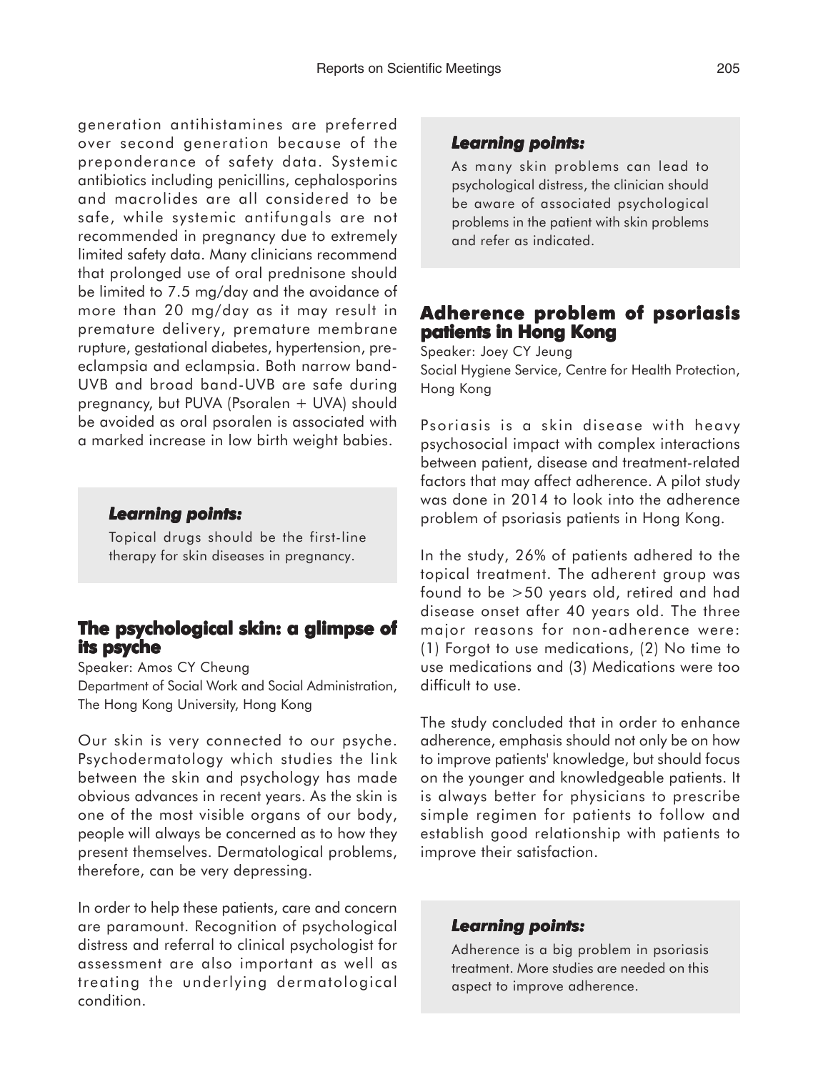generation antihistamines are preferred over second generation because of the preponderance of safety data. Systemic antibiotics including penicillins, cephalosporins and macrolides are all considered to be safe, while systemic antifungals are not recommended in pregnancy due to extremely limited safety data. Many clinicians recommend that prolonged use of oral prednisone should be limited to 7.5 mg/day and the avoidance of more than 20 mg/day as it may result in premature delivery, premature membrane rupture, gestational diabetes, hypertension, pre-eclampsia and eclampsia. Both narrow band-UVB and broad band-UVB are safe during pregnancy, but PUVA (Psoralen + UVA) should be avoided as oral psoralen is associated with a marked increase in low birth weight babies.

> ***Learning points:***
>
> Topical drugs should be the first-line therapy for skin diseases in pregnancy.

## The psychological skin: a glimpse of its psyche

Speaker: Amos CY Cheung
Department of Social Work and Social Administration, The Hong Kong University, Hong Kong

Our skin is very connected to our psyche. Psychodermatology which studies the link between the skin and psychology has made obvious advances in recent years. As the skin is one of the most visible organs of our body, people will always be concerned as to how they present themselves. Dermatological problems, therefore, can be very depressing.

In order to help these patients, care and concern are paramount. Recognition of psychological distress and referral to clinical psychologist for assessment are also important as well as treating the underlying dermatological condition.

> ***Learning points:***
>
> As many skin problems can lead to psychological distress, the clinician should be aware of associated psychological problems in the patient with skin problems and refer as indicated.

## Adherence problem of psoriasis patients in Hong Kong

Speaker: Joey CY Jeung
Social Hygiene Service, Centre for Health Protection, Hong Kong

Psoriasis is a skin disease with heavy psychosocial impact with complex interactions between patient, disease and treatment-related factors that may affect adherence. A pilot study was done in 2014 to look into the adherence problem of psoriasis patients in Hong Kong.

In the study, 26% of patients adhered to the topical treatment. The adherent group was found to be >50 years old, retired and had disease onset after 40 years old. The three major reasons for non-adherence were: (1) Forgot to use medications, (2) No time to use medications and (3) Medications were too difficult to use.

The study concluded that in order to enhance adherence, emphasis should not only be on how to improve patients' knowledge, but should focus on the younger and knowledgeable patients. It is always better for physicians to prescribe simple regimen for patients to follow and establish good relationship with patients to improve their satisfaction.

> ***Learning points:***
>
> Adherence is a big problem in psoriasis treatment. More studies are needed on this aspect to improve adherence.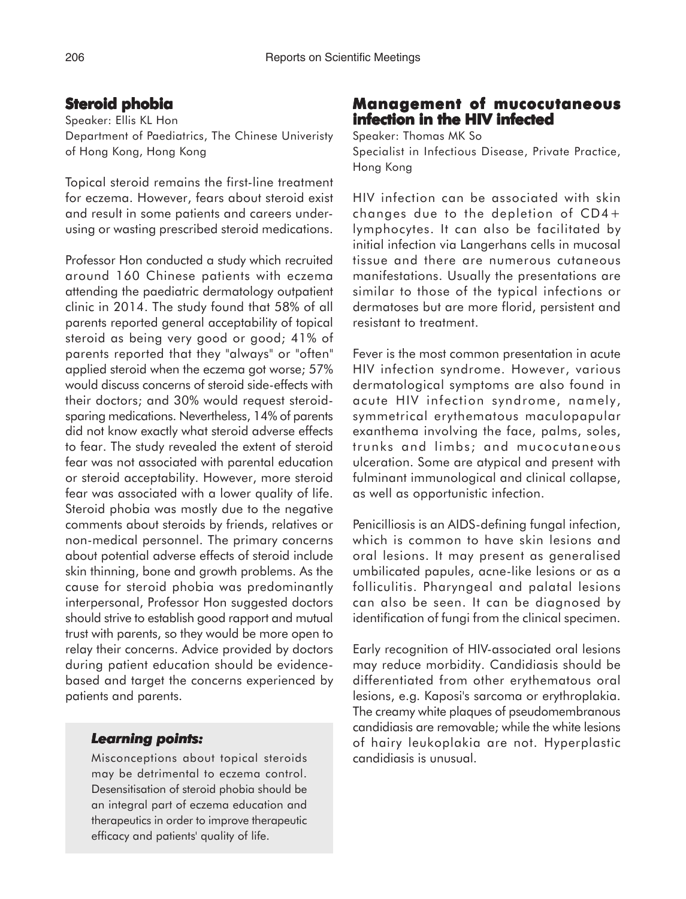## Steroid phobia

Speaker: Ellis KL Hon
Department of Paediatrics, The Chinese Univeristy of Hong Kong, Hong Kong

Topical steroid remains the first-line treatment for eczema. However, fears about steroid exist and result in some patients and careers under-using or wasting prescribed steroid medications.

Professor Hon conducted a study which recruited around 160 Chinese patients with eczema attending the paediatric dermatology outpatient clinic in 2014. The study found that 58% of all parents reported general acceptability of topical steroid as being very good or good; 41% of parents reported that they "always" or "often" applied steroid when the eczema got worse; 57% would discuss concerns of steroid side-effects with their doctors; and 30% would request steroid-sparing medications. Nevertheless, 14% of parents did not know exactly what steroid adverse effects to fear. The study revealed the extent of steroid fear was not associated with parental education or steroid acceptability. However, more steroid fear was associated with a lower quality of life. Steroid phobia was mostly due to the negative comments about steroids by friends, relatives or non-medical personnel. The primary concerns about potential adverse effects of steroid include skin thinning, bone and growth problems. As the cause for steroid phobia was predominantly interpersonal, Professor Hon suggested doctors should strive to establish good rapport and mutual trust with parents, so they would be more open to relay their concerns. Advice provided by doctors during patient education should be evidence-based and target the concerns experienced by patients and parents.

### *Learning points:*

Misconceptions about topical steroids may be detrimental to eczema control. Desensitisation of steroid phobia should be an integral part of eczema education and therapeutics in order to improve therapeutic efficacy and patients' quality of life.

## Management of mucocutaneous infection in the HIV infected

Speaker: Thomas MK So
Specialist in Infectious Disease, Private Practice, Hong Kong

HIV infection can be associated with skin changes due to the depletion of CD4+ lymphocytes. It can also be facilitated by initial infection via Langerhans cells in mucosal tissue and there are numerous cutaneous manifestations. Usually the presentations are similar to those of the typical infections or dermatoses but are more florid, persistent and resistant to treatment.

Fever is the most common presentation in acute HIV infection syndrome. However, various dermatological symptoms are also found in acute HIV infection syndrome, namely, symmetrical erythematous maculopapular exanthema involving the face, palms, soles, trunks and limbs; and mucocutaneous ulceration. Some are atypical and present with fulminant immunological and clinical collapse, as well as opportunistic infection.

Penicilliosis is an AIDS-defining fungal infection, which is common to have skin lesions and oral lesions. It may present as generalised umbilicated papules, acne-like lesions or as a folliculitis. Pharyngeal and palatal lesions can also be seen. It can be diagnosed by identification of fungi from the clinical specimen.

Early recognition of HIV-associated oral lesions may reduce morbidity. Candidiasis should be differentiated from other erythematous oral lesions, e.g. Kaposi's sarcoma or erythroplakia. The creamy white plaques of pseudomembranous candidiasis are removable; while the white lesions of hairy leukoplakia are not. Hyperplastic candidiasis is unusual.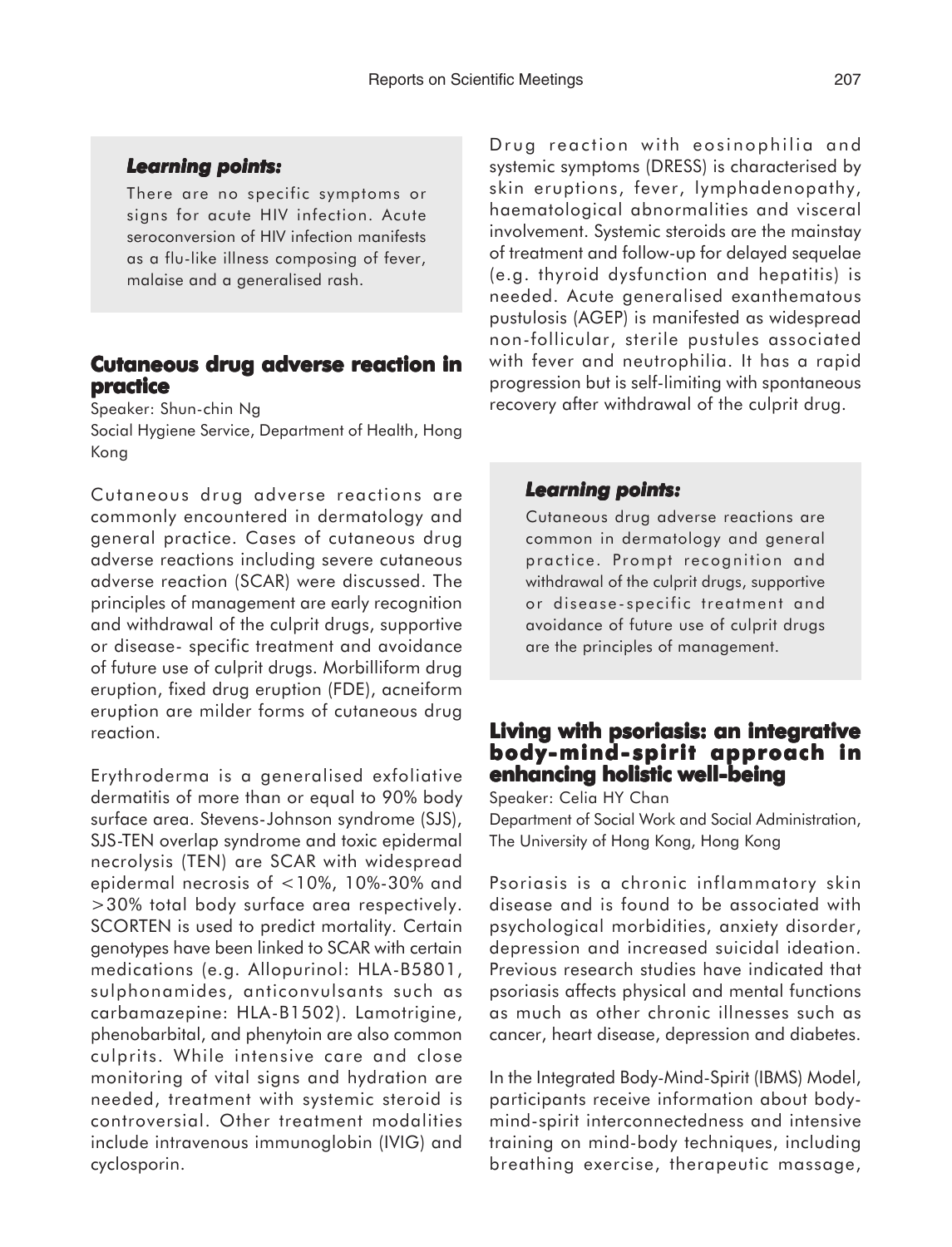### *Learning points:*

There are no specific symptoms or signs for acute HIV infection. Acute seroconversion of HIV infection manifests as a flu-like illness composing of fever, malaise and a generalised rash.

## Cutaneous drug adverse reaction in practice

Speaker: Shun-chin Ng
Social Hygiene Service, Department of Health, Hong Kong

Cutaneous drug adverse reactions are commonly encountered in dermatology and general practice. Cases of cutaneous drug adverse reactions including severe cutaneous adverse reaction (SCAR) were discussed. The principles of management are early recognition and withdrawal of the culprit drugs, supportive or disease- specific treatment and avoidance of future use of culprit drugs. Morbilliform drug eruption, fixed drug eruption (FDE), acneiform eruption are milder forms of cutaneous drug reaction.

Erythroderma is a generalised exfoliative dermatitis of more than or equal to 90% body surface area. Stevens-Johnson syndrome (SJS), SJS-TEN overlap syndrome and toxic epidermal necrolysis (TEN) are SCAR with widespread epidermal necrosis of <10%, 10%-30% and >30% total body surface area respectively. SCORTEN is used to predict mortality. Certain genotypes have been linked to SCAR with certain medications (e.g. Allopurinol: HLA-B5801, sulphonamides, anticonvulsants such as carbamazepine: HLA-B1502). Lamotrigine, phenobarbital, and phenytoin are also common culprits. While intensive care and close monitoring of vital signs and hydration are needed, treatment with systemic steroid is controversial. Other treatment modalities include intravenous immunoglobin (IVIG) and cyclosporin.

Drug reaction with eosinophilia and systemic symptoms (DRESS) is characterised by skin eruptions, fever, lymphadenopathy, haematological abnormalities and visceral involvement. Systemic steroids are the mainstay of treatment and follow-up for delayed sequelae (e.g. thyroid dysfunction and hepatitis) is needed. Acute generalised exanthematous pustulosis (AGEP) is manifested as widespread non-follicular, sterile pustules associated with fever and neutrophilia. It has a rapid progression but is self-limiting with spontaneous recovery after withdrawal of the culprit drug.

### *Learning points:*

Cutaneous drug adverse reactions are common in dermatology and general practice. Prompt recognition and withdrawal of the culprit drugs, supportive or disease-specific treatment and avoidance of future use of culprit drugs are the principles of management.

## Living with psoriasis: an integrative body-mind-spirit approach in enhancing holistic well-being

Speaker: Celia HY Chan
Department of Social Work and Social Administration, The University of Hong Kong, Hong Kong

Psoriasis is a chronic inflammatory skin disease and is found to be associated with psychological morbidities, anxiety disorder, depression and increased suicidal ideation. Previous research studies have indicated that psoriasis affects physical and mental functions as much as other chronic illnesses such as cancer, heart disease, depression and diabetes.

In the Integrated Body-Mind-Spirit (IBMS) Model, participants receive information about body-mind-spirit interconnectedness and intensive training on mind-body techniques, including breathing exercise, therapeutic massage,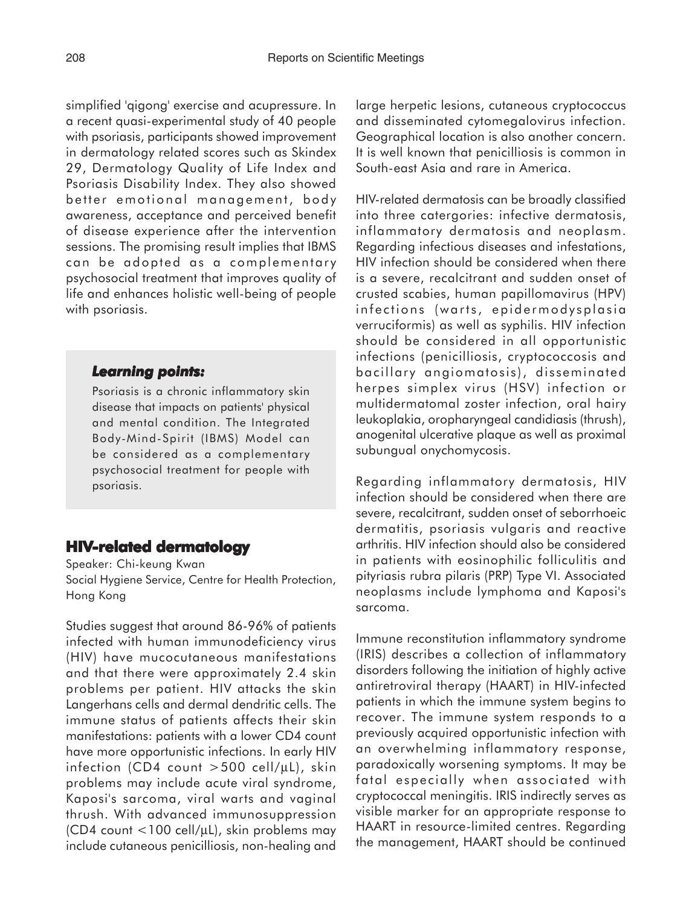simplified 'qigong' exercise and acupressure. In a recent quasi-experimental study of 40 people with psoriasis, participants showed improvement in dermatology related scores such as Skindex 29, Dermatology Quality of Life Index and Psoriasis Disability Index. They also showed better emotional management, body awareness, acceptance and perceived benefit of disease experience after the intervention sessions. The promising result implies that IBMS can be adopted as a complementary psychosocial treatment that improves quality of life and enhances holistic well-being of people with psoriasis.

> ***Learning points:***
>
> Psoriasis is a chronic inflammatory skin disease that impacts on patients' physical and mental condition. The Integrated Body-Mind-Spirit (IBMS) Model can be considered as a complementary psychosocial treatment for people with psoriasis.

## HIV-related dermatology

Speaker: Chi-keung Kwan
Social Hygiene Service, Centre for Health Protection, Hong Kong

Studies suggest that around 86-96% of patients infected with human immunodeficiency virus (HIV) have mucocutaneous manifestations and that there were approximately 2.4 skin problems per patient. HIV attacks the skin Langerhans cells and dermal dendritic cells. The immune status of patients affects their skin manifestations: patients with a lower CD4 count have more opportunistic infections. In early HIV infection (CD4 count >500 cell/µL), skin problems may include acute viral syndrome, Kaposi's sarcoma, viral warts and vaginal thrush. With advanced immunosuppression (CD4 count <100 cell/µL), skin problems may include cutaneous penicilliosis, non-healing and large herpetic lesions, cutaneous cryptococcus and disseminated cytomegalovirus infection. Geographical location is also another concern. It is well known that penicilliosis is common in South-east Asia and rare in America.

HIV-related dermatosis can be broadly classified into three catergories: infective dermatosis, inflammatory dermatosis and neoplasm. Regarding infectious diseases and infestations, HIV infection should be considered when there is a severe, recalcitrant and sudden onset of crusted scabies, human papillomavirus (HPV) infections (warts, epidermodysplasia verruciformis) as well as syphilis. HIV infection should be considered in all opportunistic infections (penicilliosis, cryptococcosis and bacillary angiomatosis), disseminated herpes simplex virus (HSV) infection or multidermatomal zoster infection, oral hairy leukoplakia, oropharyngeal candidiasis (thrush), anogenital ulcerative plaque as well as proximal subungual onychomycosis.

Regarding inflammatory dermatosis, HIV infection should be considered when there are severe, recalcitrant, sudden onset of seborrhoeic dermatitis, psoriasis vulgaris and reactive arthritis. HIV infection should also be considered in patients with eosinophilic folliculitis and pityriasis rubra pilaris (PRP) Type VI. Associated neoplasms include lymphoma and Kaposi's sarcoma.

Immune reconstitution inflammatory syndrome (IRIS) describes a collection of inflammatory disorders following the initiation of highly active antiretroviral therapy (HAART) in HIV-infected patients in which the immune system begins to recover. The immune system responds to a previously acquired opportunistic infection with an overwhelming inflammatory response, paradoxically worsening symptoms. It may be fatal especially when associated with cryptococcal meningitis. IRIS indirectly serves as visible marker for an appropriate response to HAART in resource-limited centres. Regarding the management, HAART should be continued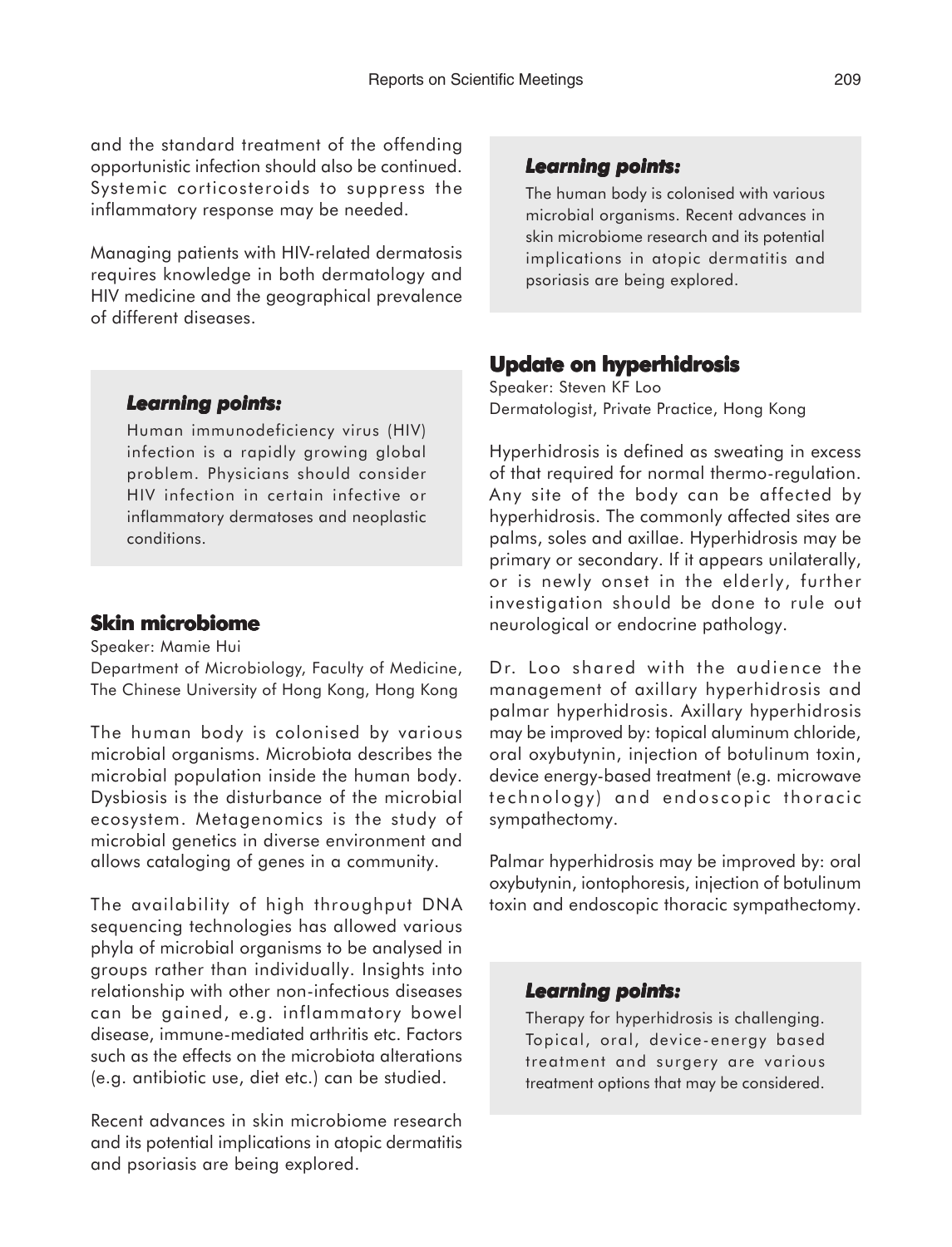and the standard treatment of the offending opportunistic infection should also be continued. Systemic corticosteroids to suppress the inflammatory response may be needed.

Managing patients with HIV-related dermatosis requires knowledge in both dermatology and HIV medicine and the geographical prevalence of different diseases.

> ***Learning points:***
>
> Human immunodeficiency virus (HIV) infection is a rapidly growing global problem. Physicians should consider HIV infection in certain infective or inflammatory dermatoses and neoplastic conditions.

## Skin microbiome

Speaker: Mamie Hui
Department of Microbiology, Faculty of Medicine, The Chinese University of Hong Kong, Hong Kong

The human body is colonised by various microbial organisms. Microbiota describes the microbial population inside the human body. Dysbiosis is the disturbance of the microbial ecosystem. Metagenomics is the study of microbial genetics in diverse environment and allows cataloging of genes in a community.

The availability of high throughput DNA sequencing technologies has allowed various phyla of microbial organisms to be analysed in groups rather than individually. Insights into relationship with other non-infectious diseases can be gained, e.g. inflammatory bowel disease, immune-mediated arthritis etc. Factors such as the effects on the microbiota alterations (e.g. antibiotic use, diet etc.) can be studied.

Recent advances in skin microbiome research and its potential implications in atopic dermatitis and psoriasis are being explored.

> ***Learning points:***
>
> The human body is colonised with various microbial organisms. Recent advances in skin microbiome research and its potential implications in atopic dermatitis and psoriasis are being explored.

## Update on hyperhidrosis

Speaker: Steven KF Loo
Dermatologist, Private Practice, Hong Kong

Hyperhidrosis is defined as sweating in excess of that required for normal thermo-regulation. Any site of the body can be affected by hyperhidrosis. The commonly affected sites are palms, soles and axillae. Hyperhidrosis may be primary or secondary. If it appears unilaterally, or is newly onset in the elderly, further investigation should be done to rule out neurological or endocrine pathology.

Dr. Loo shared with the audience the management of axillary hyperhidrosis and palmar hyperhidrosis. Axillary hyperhidrosis may be improved by: topical aluminum chloride, oral oxybutynin, injection of botulinum toxin, device energy-based treatment (e.g. microwave technology) and endoscopic thoracic sympathectomy.

Palmar hyperhidrosis may be improved by: oral oxybutynin, iontophoresis, injection of botulinum toxin and endoscopic thoracic sympathectomy.

> ***Learning points:***
>
> Therapy for hyperhidrosis is challenging. Topical, oral, device-energy based treatment and surgery are various treatment options that may be considered.